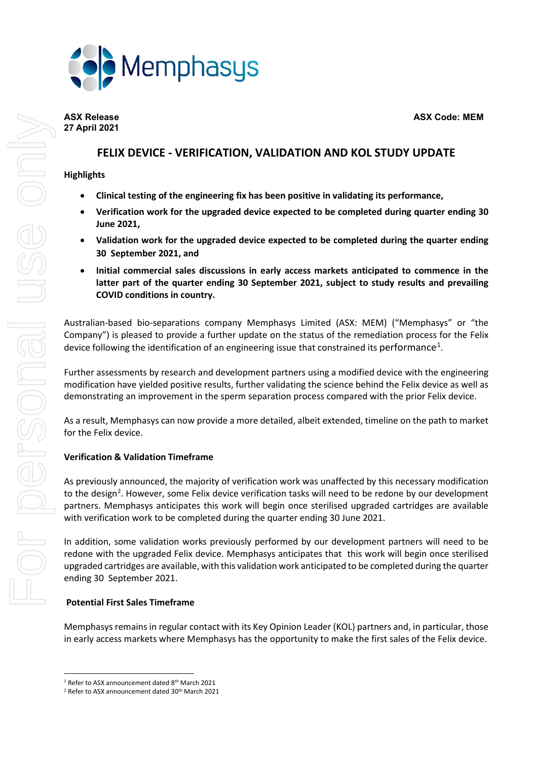**ASX Release**
**27 April 2021**

**ASX Code: MEM**

# FELIX DEVICE - VERIFICATION, VALIDATION AND KOL STUDY UPDATE

**Highlights**

- **Clinical testing of the engineering fix has been positive in validating its performance,**
- **Verification work for the upgraded device expected to be completed during quarter ending 30 June 2021,**
- **Validation work for the upgraded device expected to be completed during the quarter ending 30 September 2021, and**
- **Initial commercial sales discussions in early access markets anticipated to commence in the latter part of the quarter ending 30 September 2021, subject to study results and prevailing COVID conditions in country.**

Australian-based bio-separations company Memphasys Limited (ASX: MEM) ("Memphasys" or "the Company") is pleased to provide a further update on the status of the remediation process for the Felix device following the identification of an engineering issue that constrained its performance[1].

Further assessments by research and development partners using a modified device with the engineering modification have yielded positive results, further validating the science behind the Felix device as well as demonstrating an improvement in the sperm separation process compared with the prior Felix device.

As a result, Memphasys can now provide a more detailed, albeit extended, timeline on the path to market for the Felix device.

**Verification & Validation Timeframe**

As previously announced, the majority of verification work was unaffected by this necessary modification to the design[2]. However, some Felix device verification tasks will need to be redone by our development partners. Memphasys anticipates this work will begin once sterilised upgraded cartridges are available with verification work to be completed during the quarter ending 30 June 2021.

In addition, some validation works previously performed by our development partners will need to be redone with the upgraded Felix device. Memphasys anticipates that this work will begin once sterilised upgraded cartridges are available, with this validation work anticipated to be completed during the quarter ending 30 September 2021.

**Potential First Sales Timeframe**

Memphasys remains in regular contact with its Key Opinion Leader (KOL) partners and, in particular, those in early access markets where Memphasys has the opportunity to make the first sales of the Felix device.

---

[1] Refer to ASX announcement dated 8th March 2021

[2] Refer to ASX announcement dated 30th March 2021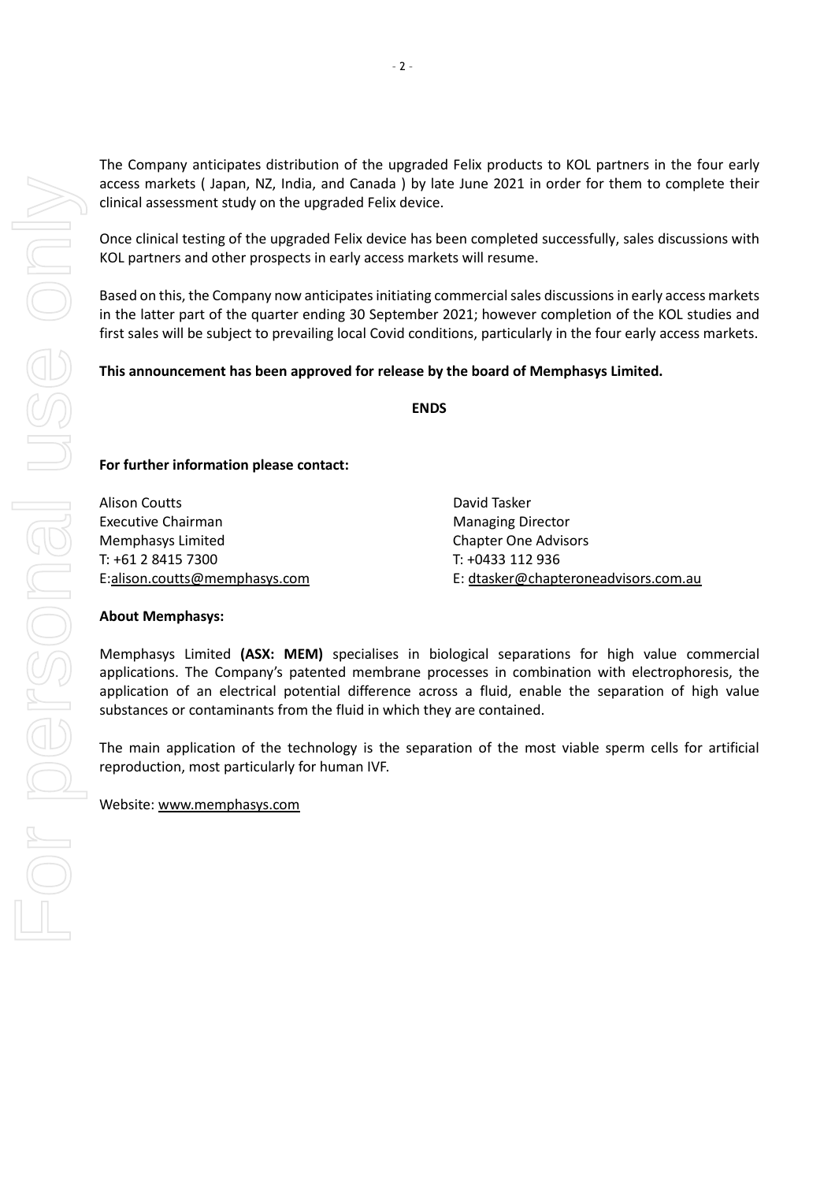The Company anticipates distribution of the upgraded Felix products to KOL partners in the four early access markets ( Japan, NZ, India, and Canada ) by late June 2021 in order for them to complete their clinical assessment study on the upgraded Felix device.

Once clinical testing of the upgraded Felix device has been completed successfully, sales discussions with KOL partners and other prospects in early access markets will resume.

Based on this, the Company now anticipates initiating commercial sales discussions in early access markets in the latter part of the quarter ending 30 September 2021; however completion of the KOL studies and first sales will be subject to prevailing local Covid conditions, particularly in the four early access markets.

**This announcement has been approved for release by the board of Memphasys Limited.**

**ENDS**

**For further information please contact:**

Alison Coutts
Executive Chairman
Memphasys Limited
T: +61 2 8415 7300
E:alison.coutts@memphasys.com

David Tasker
Managing Director
Chapter One Advisors
T: +0433 112 936
E: dtasker@chapteroneadvisors.com.au

**About Memphasys:**

Memphasys Limited **(ASX: MEM)** specialises in biological separations for high value commercial applications. The Company's patented membrane processes in combination with electrophoresis, the application of an electrical potential difference across a fluid, enable the separation of high value substances or contaminants from the fluid in which they are contained.

The main application of the technology is the separation of the most viable sperm cells for artificial reproduction, most particularly for human IVF.

Website: www.memphasys.com